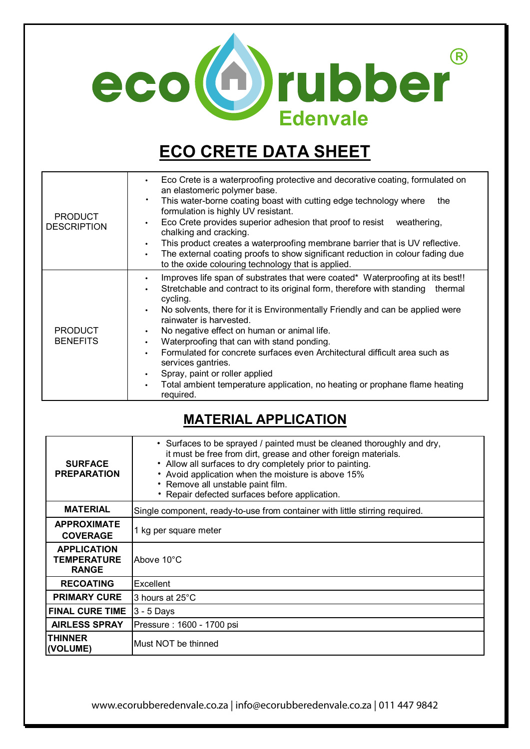eco rubber®
Edenvale

# ECO CRETE DATA SHEET

| | |
|---|---|
| PRODUCT DESCRIPTION | • Eco Crete is a waterproofing protective and decorative coating, formulated on an elastomeric polymer base.<br>• This water-borne coating boast with cutting edge technology where the formulation is highly UV resistant.<br>• Eco Crete provides superior adhesion that proof to resist weathering, chalking and cracking.<br>• This product creates a waterproofing membrane barrier that is UV reflective.<br>• The external coating proofs to show significant reduction in colour fading due to the oxide colouring technology that is applied. |
| PRODUCT BENEFITS | • Improves life span of substrates that were coated* Waterproofing at its best!!<br>• Stretchable and contract to its original form, therefore with standing thermal cycling.<br>• No solvents, there for it is Environmentally Friendly and can be applied were rainwater is harvested.<br>• No negative effect on human or animal life.<br>• Waterproofing that can with stand ponding.<br>• Formulated for concrete surfaces even Architectural difficult area such as services gantries.<br>• Spray, paint or roller applied<br>• Total ambient temperature application, no heating or prophane flame heating required. |

## MATERIAL APPLICATION

| | |
|---|---|
| **SURFACE PREPARATION** | • Surfaces to be sprayed / painted must be cleaned thoroughly and dry, it must be free from dirt, grease and other foreign materials.<br>• Allow all surfaces to dry completely prior to painting.<br>• Avoid application when the moisture is above 15%<br>• Remove all unstable paint film.<br>• Repair defected surfaces before application. |
| **MATERIAL** | Single component, ready-to-use from container with little stirring required. |
| **APPROXIMATE COVERAGE** | 1 kg per square meter |
| **APPLICATION TEMPERATURE RANGE** | Above 10°C |
| **RECOATING** | Excellent |
| **PRIMARY CURE** | 3 hours at 25°C |
| **FINAL CURE TIME** | 3 - 5 Days |
| **AIRLESS SPRAY** | Pressure : 1600 - 1700 psi |
| **THINNER (VOLUME)** | Must NOT be thinned |

www.ecorubberedenvale.co.za | info@ecorubberedenvale.co.za | 011 447 9842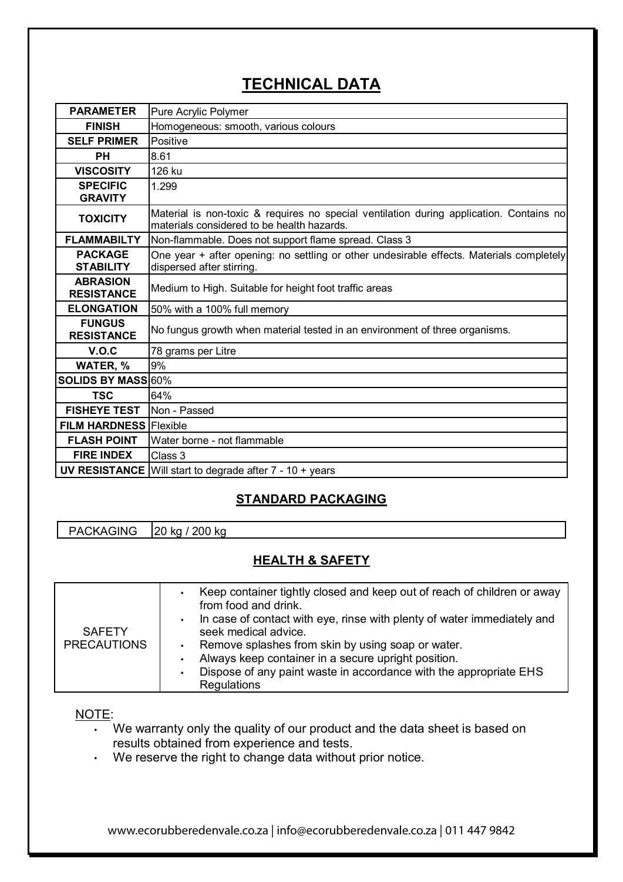## TECHNICAL DATA

| | |
|---|---|
| **PARAMETER** | Pure Acrylic Polymer |
| **FINISH** | Homogeneous: smooth, various colours |
| **SELF PRIMER** | Positive |
| **PH** | 8.61 |
| **VISCOSITY** | 126 ku |
| **SPECIFIC GRAVITY** | 1.299 |
| **TOXICITY** | Material is non-toxic & requires no special ventilation during application. Contains no materials considered to be health hazards. |
| **FLAMMABILTY** | Non-flammable. Does not support flame spread. Class 3 |
| **PACKAGE STABILITY** | One year + after opening: no settling or other undesirable effects. Materials completely dispersed after stirring. |
| **ABRASION RESISTANCE** | Medium to High. Suitable for height foot traffic areas |
| **ELONGATION** | 50% with a 100% full memory |
| **FUNGUS RESISTANCE** | No fungus growth when material tested in an environment of three organisms. |
| **V.O.C** | 78 grams per Litre |
| **WATER, %** | 9% |
| **SOLIDS BY MASS** | 60% |
| **TSC** | 64% |
| **FISHEYE TEST** | Non - Passed |
| **FILM HARDNESS** | Flexible |
| **FLASH POINT** | Water borne - not flammable |
| **FIRE INDEX** | Class 3 |
| **UV RESISTANCE** | Will start to degrade after 7 - 10 + years |

## STANDARD PACKAGING

| | |
|---|---|
| PACKAGING | 20 kg / 200 kg |

## HEALTH & SAFETY

| | |
|---|---|
| SAFETY PRECAUTIONS | • Keep container tightly closed and keep out of reach of children or away from food and drink.<br>• In case of contact with eye, rinse with plenty of water immediately and seek medical advice.<br>• Remove splashes from skin by using soap or water.<br>• Always keep container in a secure upright position.<br>• Dispose of any paint waste in accordance with the appropriate EHS Regulations |

NOTE:

- We warranty only the quality of our product and the data sheet is based on results obtained from experience and tests.
- We reserve the right to change data without prior notice.

www.ecorubberedenvale.co.za | info@ecorubberedenvale.co.za | 011 447 9842